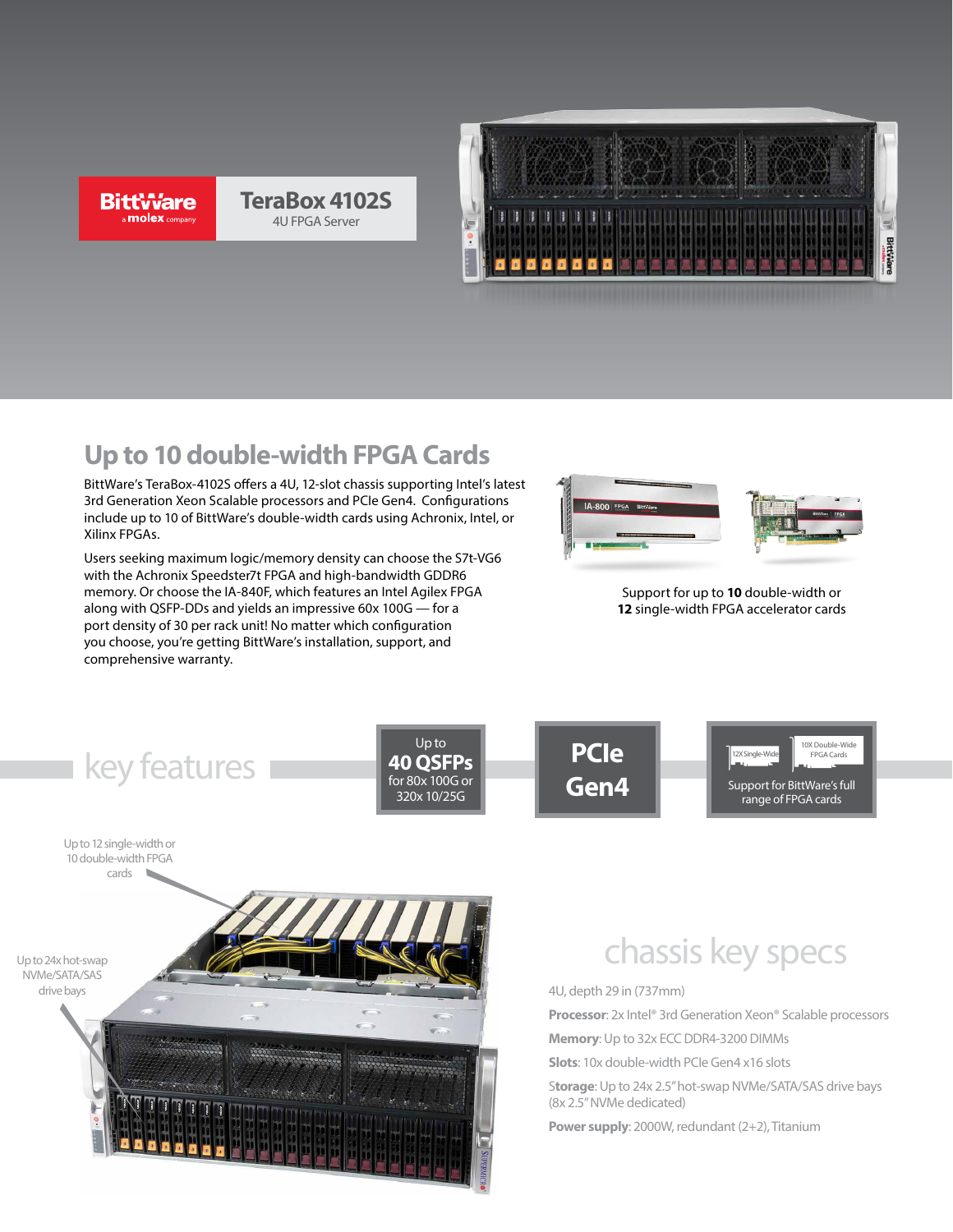BittWare a molex company

# TeraBox 4102S

4U FPGA Server

## Up to 10 double-width FPGA Cards

BittWare's TeraBox-4102S offers a 4U, 12-slot chassis supporting Intel's latest 3rd Generation Xeon Scalable processors and PCIe Gen4. Configurations include up to 10 of BittWare's double-width cards using Achronix, Intel, or Xilinx FPGAs.

Users seeking maximum logic/memory density can choose the S7t-VG6 with the Achronix Speedster7t FPGA and high-bandwidth GDDR6 memory. Or choose the IA-840F, which features an Intel Agilex FPGA along with QSFP-DDs and yields an impressive 60x 100G — for a port density of 30 per rack unit! No matter which configuration you choose, you're getting BittWare's installation, support, and comprehensive warranty.

Support for up to **10** double-width or **12** single-width FPGA accelerator cards

## key features

- Up to **40 QSFPs** for 80x 100G or 320x 10/25G
- **PCIe Gen4**
- Support for BittWare's full range of FPGA cards (12X Single-Wide, 10X Double-Wide FPGA Cards)

Up to 12 single-width or 10 double-width FPGA cards

Up to 24x hot-swap NVMe/SATA/SAS drive bays

## chassis key specs

4U, depth 29 in (737mm)

**Processor**: 2x Intel® 3rd Generation Xeon® Scalable processors

**Memory**: Up to 32x ECC DDR4-3200 DIMMs

**Slots**: 10x double-width PCIe Gen4 x16 slots

**Storage**: Up to 24x 2.5" hot-swap NVMe/SATA/SAS drive bays (8x 2.5" NVMe dedicated)

**Power supply**: 2000W, redundant (2+2), Titanium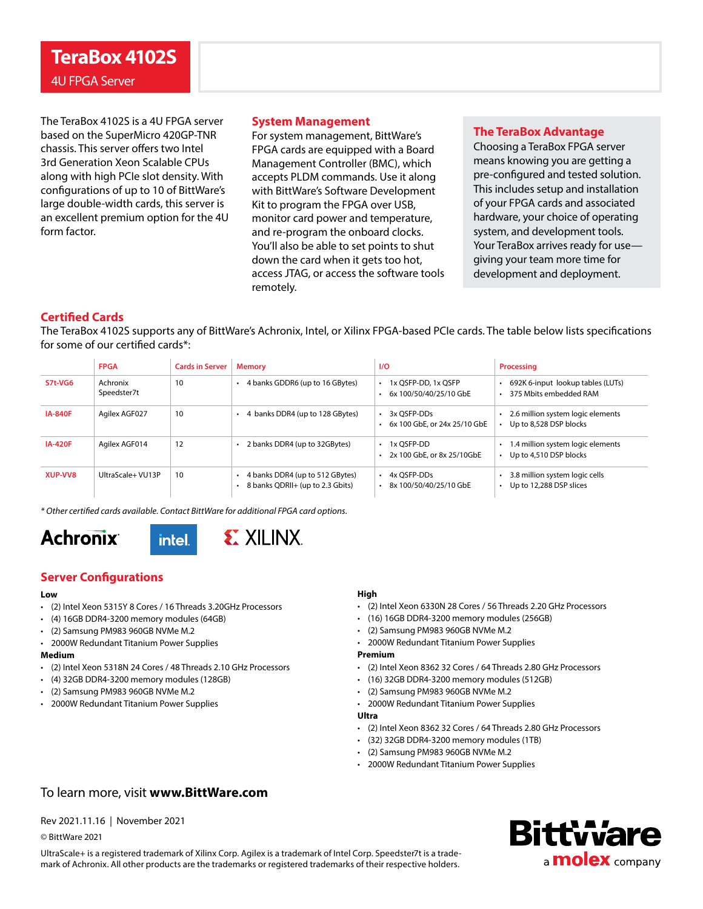# TeraBox 4102S

4U FPGA Server

The TeraBox 4102S is a 4U FPGA server based on the SuperMicro 420GP-TNR chassis. This server offers two Intel 3rd Generation Xeon Scalable CPUs along with high PCIe slot density. With configurations of up to 10 of BittWare's large double-width cards, this server is an excellent premium option for the 4U form factor.

## System Management

For system management, BittWare's FPGA cards are equipped with a Board Management Controller (BMC), which accepts PLDM commands. Use it along with BittWare's Software Development Kit to program the FPGA over USB, monitor card power and temperature, and re-program the onboard clocks. You'll also be able to set points to shut down the card when it gets too hot, access JTAG, or access the software tools remotely.

## The TeraBox Advantage

Choosing a TeraBox FPGA server means knowing you are getting a pre-configured and tested solution. This includes setup and installation of your FPGA cards and associated hardware, your choice of operating system, and development tools. Your TeraBox arrives ready for use—giving your team more time for development and deployment.

## Certified Cards

The TeraBox 4102S supports any of BittWare's Achronix, Intel, or Xilinx FPGA-based PCIe cards. The table below lists specifications for some of our certified cards*:

| | FPGA | Cards in Server | Memory | I/O | Processing |
|---|---|---|---|---|---|
| S7t-VG6 | Achronix Speedster7t | 10 | • 4 banks GDDR6 (up to 16 GBytes) | • 1x QSFP-DD, 1x QSFP<br>• 6x 100/50/40/25/10 GbE | • 692K 6-input lookup tables (LUTs)<br>• 375 Mbits embedded RAM |
| IA-840F | Agilex AGF027 | 10 | • 4 banks DDR4 (up to 128 GBytes) | • 3x QSFP-DDs<br>• 6x 100 GbE, or 24x 25/10 GbE | • 2.6 million system logic elements<br>• Up to 8,528 DSP blocks |
| IA-420F | Agilex AGF014 | 12 | • 2 banks DDR4 (up to 32GBytes) | • 1x QSFP-DD<br>• 2x 100 GbE, or 8x 25/10GbE | • 1.4 million system logic elements<br>• Up to 4,510 DSP blocks |
| XUP-VV8 | UltraScale+ VU13P | 10 | • 4 banks DDR4 (up to 512 GBytes)<br>• 8 banks QDRII+ (up to 2.3 Gbits) | • 4x QSFP-DDs<br>• 8x 100/50/40/25/10 GbE | • 3.8 million system logic cells<br>• Up to 12,288 DSP slices |

*\* Other certified cards available. Contact BittWare for additional FPGA card options.*

Achronix intel. XILINX

## Server Configurations

**Low**

- (2) Intel Xeon 5315Y 8 Cores / 16 Threads 3.20GHz Processors
- (4) 16GB DDR4-3200 memory modules (64GB)
- (2) Samsung PM983 960GB NVMe M.2
- 2000W Redundant Titanium Power Supplies

**Medium**

- (2) Intel Xeon 5318N 24 Cores / 48 Threads 2.10 GHz Processors
- (4) 32GB DDR4-3200 memory modules (128GB)
- (2) Samsung PM983 960GB NVMe M.2
- 2000W Redundant Titanium Power Supplies

**High**

- (2) Intel Xeon 6330N 28 Cores / 56 Threads 2.20 GHz Processors
- (16) 16GB DDR4-3200 memory modules (256GB)
- (2) Samsung PM983 960GB NVMe M.2
- 2000W Redundant Titanium Power Supplies

**Premium**

- (2) Intel Xeon 8362 32 Cores / 64 Threads 2.80 GHz Processors
- (16) 32GB DDR4-3200 memory modules (512GB)
- (2) Samsung PM983 960GB NVMe M.2
- 2000W Redundant Titanium Power Supplies

**Ultra**

- (2) Intel Xeon 8362 32 Cores / 64 Threads 2.80 GHz Processors
- (32) 32GB DDR4-3200 memory modules (1TB)
- (2) Samsung PM983 960GB NVMe M.2
- 2000W Redundant Titanium Power Supplies

To learn more, visit **www.BittWare.com**

Rev 2021.11.16 | November 2021

© BittWare 2021

UltraScale+ is a registered trademark of Xilinx Corp. Agilex is a trademark of Intel Corp. Speedster7t is a trademark of Achronix. All other products are the trademarks or registered trademarks of their respective holders.

BittWare a molex company